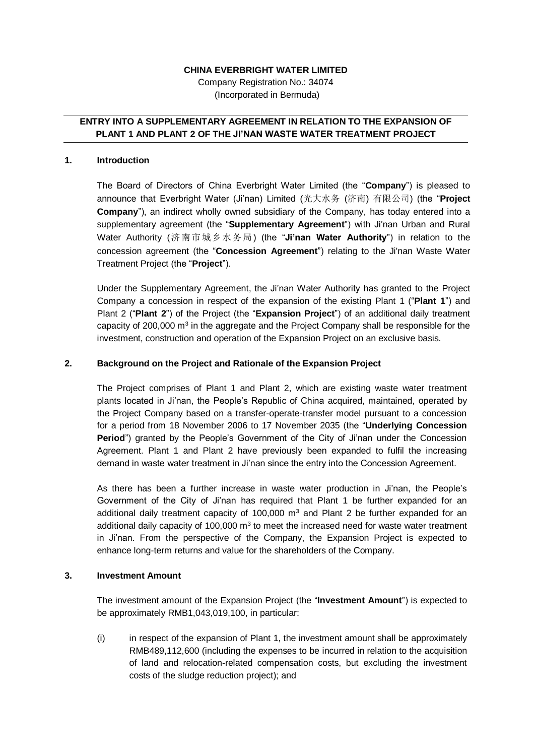**CHINA EVERBRIGHT WATER LIMITED**

Company Registration No.: 34074

(Incorporated in Bermuda)

## ENTRY INTO A SUPPLEMENTARY AGREEMENT IN RELATION TO THE EXPANSION OF PLANT 1 AND PLANT 2 OF THE JI'NAN WASTE WATER TREATMENT PROJECT

### 1. Introduction

The Board of Directors of China Everbright Water Limited (the "**Company**") is pleased to announce that Everbright Water (Ji'nan) Limited (光大水务 (济南) 有限公司) (the "**Project Company**"), an indirect wholly owned subsidiary of the Company, has today entered into a supplementary agreement (the "**Supplementary Agreement**") with Ji'nan Urban and Rural Water Authority (济南市城乡水务局) (the "**Ji'nan Water Authority**") in relation to the concession agreement (the "**Concession Agreement**") relating to the Ji'nan Waste Water Treatment Project (the "**Project**").

Under the Supplementary Agreement, the Ji'nan Water Authority has granted to the Project Company a concession in respect of the expansion of the existing Plant 1 ("**Plant 1**") and Plant 2 ("**Plant 2**") of the Project (the "**Expansion Project**") of an additional daily treatment capacity of 200,000 $m^3$ in the aggregate and the Project Company shall be responsible for the investment, construction and operation of the Expansion Project on an exclusive basis.

### 2. Background on the Project and Rationale of the Expansion Project

The Project comprises of Plant 1 and Plant 2, which are existing waste water treatment plants located in Ji'nan, the People's Republic of China acquired, maintained, operated by the Project Company based on a transfer-operate-transfer model pursuant to a concession for a period from 18 November 2006 to 17 November 2035 (the "**Underlying Concession Period**") granted by the People's Government of the City of Ji'nan under the Concession Agreement. Plant 1 and Plant 2 have previously been expanded to fulfil the increasing demand in waste water treatment in Ji'nan since the entry into the Concession Agreement.

As there has been a further increase in waste water production in Ji'nan, the People's Government of the City of Ji'nan has required that Plant 1 be further expanded for an additional daily treatment capacity of 100,000 $m^3$ and Plant 2 be further expanded for an additional daily capacity of 100,000 $m^3$ to meet the increased need for waste water treatment in Ji'nan. From the perspective of the Company, the Expansion Project is expected to enhance long-term returns and value for the shareholders of the Company.

### 3. Investment Amount

The investment amount of the Expansion Project (the "**Investment Amount**") is expected to be approximately RMB1,043,019,100, in particular:

(i) in respect of the expansion of Plant 1, the investment amount shall be approximately RMB489,112,600 (including the expenses to be incurred in relation to the acquisition of land and relocation-related compensation costs, but excluding the investment costs of the sludge reduction project); and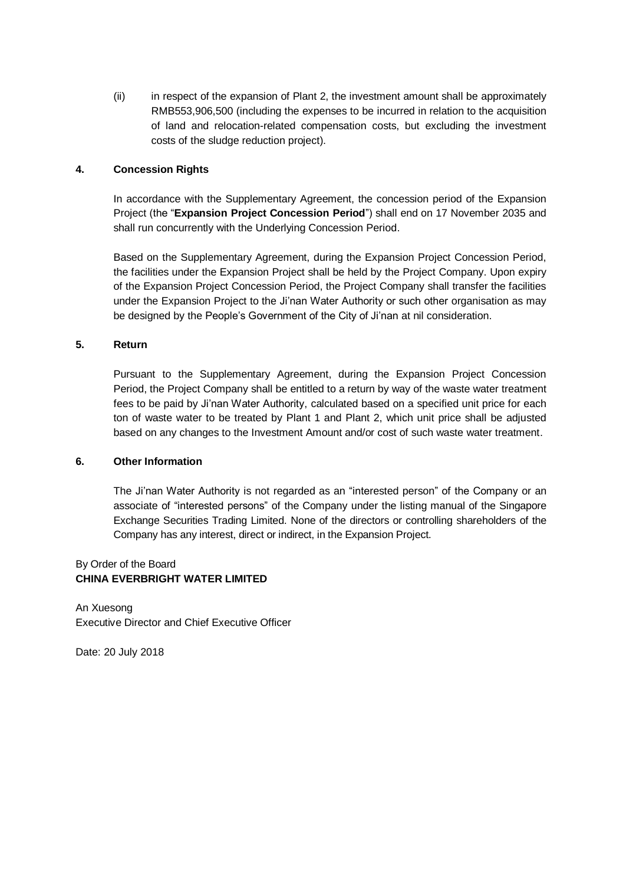(ii) in respect of the expansion of Plant 2, the investment amount shall be approximately RMB553,906,500 (including the expenses to be incurred in relation to the acquisition of land and relocation-related compensation costs, but excluding the investment costs of the sludge reduction project).

**4. Concession Rights**

In accordance with the Supplementary Agreement, the concession period of the Expansion Project (the "**Expansion Project Concession Period**") shall end on 17 November 2035 and shall run concurrently with the Underlying Concession Period.

Based on the Supplementary Agreement, during the Expansion Project Concession Period, the facilities under the Expansion Project shall be held by the Project Company. Upon expiry of the Expansion Project Concession Period, the Project Company shall transfer the facilities under the Expansion Project to the Ji'nan Water Authority or such other organisation as may be designed by the People's Government of the City of Ji'nan at nil consideration.

**5. Return**

Pursuant to the Supplementary Agreement, during the Expansion Project Concession Period, the Project Company shall be entitled to a return by way of the waste water treatment fees to be paid by Ji'nan Water Authority, calculated based on a specified unit price for each ton of waste water to be treated by Plant 1 and Plant 2, which unit price shall be adjusted based on any changes to the Investment Amount and/or cost of such waste water treatment.

**6. Other Information**

The Ji'nan Water Authority is not regarded as an "interested person" of the Company or an associate of "interested persons" of the Company under the listing manual of the Singapore Exchange Securities Trading Limited. None of the directors or controlling shareholders of the Company has any interest, direct or indirect, in the Expansion Project.

By Order of the Board
**CHINA EVERBRIGHT WATER LIMITED**

An Xuesong
Executive Director and Chief Executive Officer

Date: 20 July 2018